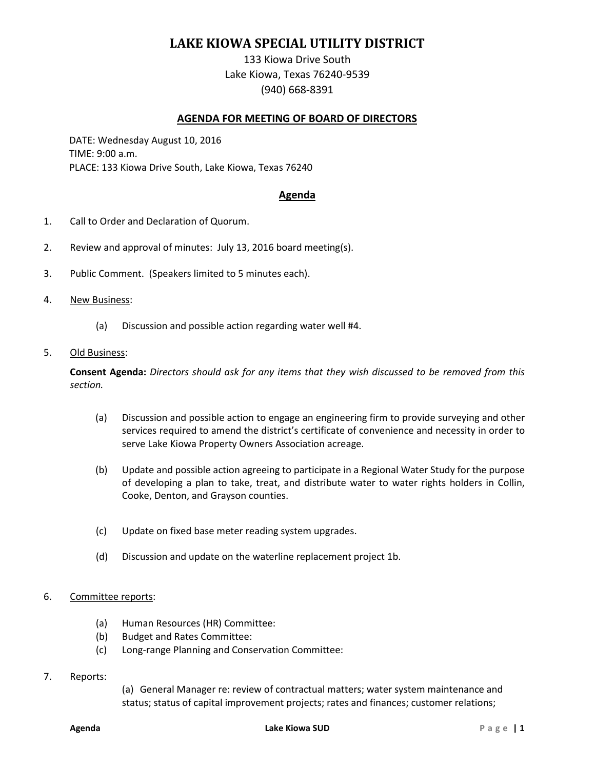# LAKE KIOWA SPECIAL UTILITY DISTRICT

133 Kiowa Drive South
Lake Kiowa, Texas 76240-9539
(940) 668-8391

## AGENDA FOR MEETING OF BOARD OF DIRECTORS

DATE: Wednesday August 10, 2016
TIME: 9:00 a.m.
PLACE: 133 Kiowa Drive South, Lake Kiowa, Texas 76240

## Agenda

1. Call to Order and Declaration of Quorum.

2. Review and approval of minutes: July 13, 2016 board meeting(s).

3. Public Comment. (Speakers limited to 5 minutes each).

4. New Business:

   (a) Discussion and possible action regarding water well #4.

5. Old Business:

   **Consent Agenda:** *Directors should ask for any items that they wish discussed to be removed from this section.*

   (a) Discussion and possible action to engage an engineering firm to provide surveying and other services required to amend the district's certificate of convenience and necessity in order to serve Lake Kiowa Property Owners Association acreage.

   (b) Update and possible action agreeing to participate in a Regional Water Study for the purpose of developing a plan to take, treat, and distribute water to water rights holders in Collin, Cooke, Denton, and Grayson counties.

   (c) Update on fixed base meter reading system upgrades.

   (d) Discussion and update on the waterline replacement project 1b.

6. Committee reports:

   (a) Human Resources (HR) Committee:
   (b) Budget and Rates Committee:
   (c) Long-range Planning and Conservation Committee:

7. Reports:

   (a) General Manager re: review of contractual matters; water system maintenance and status; status of capital improvement projects; rates and finances; customer relations;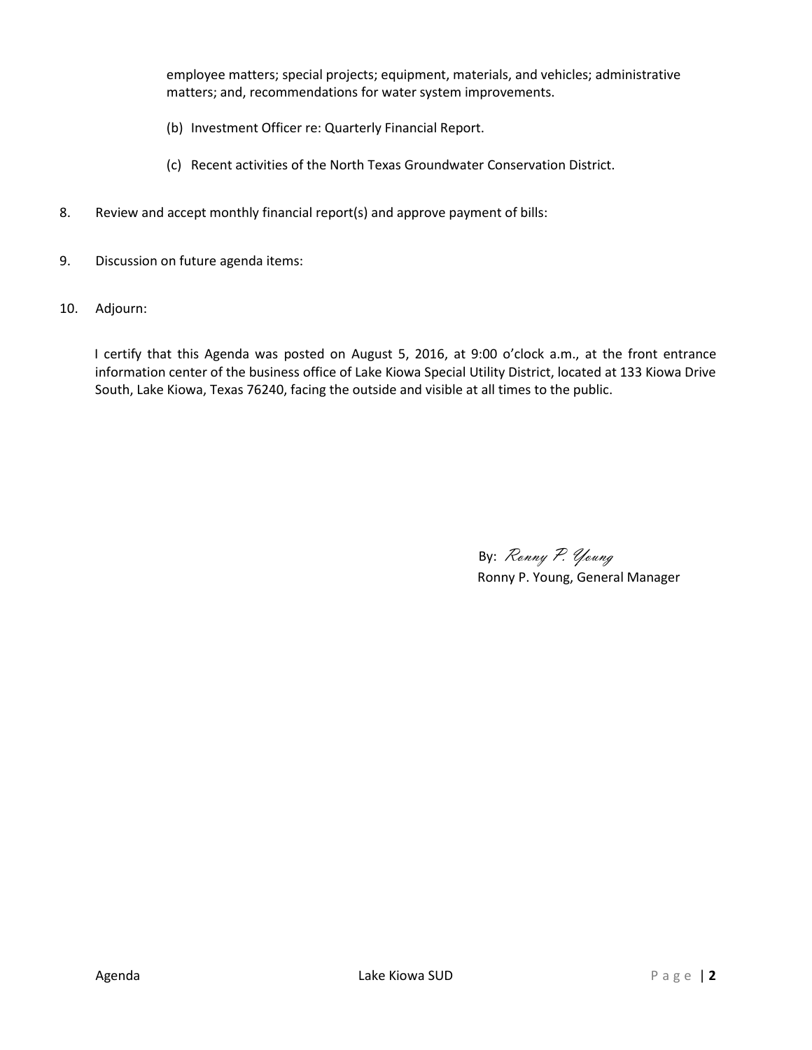employee matters; special projects; equipment, materials, and vehicles; administrative matters; and, recommendations for water system improvements.

(b) Investment Officer re: Quarterly Financial Report.

(c) Recent activities of the North Texas Groundwater Conservation District.

8. Review and accept monthly financial report(s) and approve payment of bills:

9. Discussion on future agenda items:

10. Adjourn:

I certify that this Agenda was posted on August 5, 2016, at 9:00 o'clock a.m., at the front entrance information center of the business office of Lake Kiowa Special Utility District, located at 133 Kiowa Drive South, Lake Kiowa, Texas 76240, facing the outside and visible at all times to the public.

By: *Ronny P. Young*
Ronny P. Young, General Manager